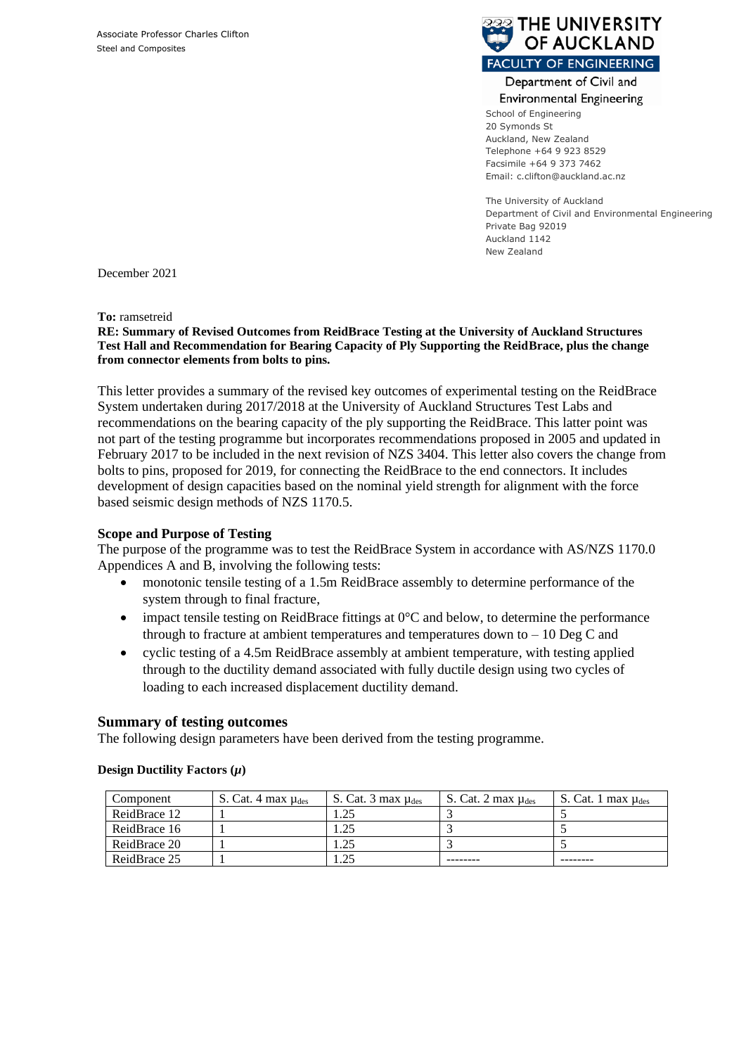Associate Professor Charles Clifton
Steel and Composites

THE UNIVERSITY OF AUCKLAND
FACULTY OF ENGINEERING
Department of Civil and Environmental Engineering

School of Engineering
20 Symonds St
Auckland, New Zealand
Telephone +64 9 923 8529
Facsimile +64 9 373 7462
Email: c.clifton@auckland.ac.nz

The University of Auckland
Department of Civil and Environmental Engineering
Private Bag 92019
Auckland 1142
New Zealand

December 2021

**To:** ramsetreid
**RE: Summary of Revised Outcomes from ReidBrace Testing at the University of Auckland Structures Test Hall and Recommendation for Bearing Capacity of Ply Supporting the ReidBrace, plus the change from connector elements from bolts to pins.**

This letter provides a summary of the revised key outcomes of experimental testing on the ReidBrace System undertaken during 2017/2018 at the University of Auckland Structures Test Labs and recommendations on the bearing capacity of the ply supporting the ReidBrace. This latter point was not part of the testing programme but incorporates recommendations proposed in 2005 and updated in February 2017 to be included in the next revision of NZS 3404. This letter also covers the change from bolts to pins, proposed for 2019, for connecting the ReidBrace to the end connectors. It includes development of design capacities based on the nominal yield strength for alignment with the force based seismic design methods of NZS 1170.5.

### Scope and Purpose of Testing

The purpose of the programme was to test the ReidBrace System in accordance with AS/NZS 1170.0 Appendices A and B, involving the following tests:

- monotonic tensile testing of a 1.5m ReidBrace assembly to determine performance of the system through to final fracture,
- impact tensile testing on ReidBrace fittings at 0°C and below, to determine the performance through to fracture at ambient temperatures and temperatures down to – 10 Deg C and
- cyclic testing of a 4.5m ReidBrace assembly at ambient temperature, with testing applied through to the ductility demand associated with fully ductile design using two cycles of loading to each increased displacement ductility demand.

## Summary of testing outcomes

The following design parameters have been derived from the testing programme.

**Design Ductility Factors ($\mu$)**

| Component | S. Cat. 4 max $\mu_{des}$ | S. Cat. 3 max $\mu_{des}$ | S. Cat. 2 max $\mu_{des}$ | S. Cat. 1 max $\mu_{des}$ |
|---|---|---|---|---|
| ReidBrace 12 | 1 | 1.25 | 3 | 5 |
| ReidBrace 16 | 1 | 1.25 | 3 | 5 |
| ReidBrace 20 | 1 | 1.25 | 3 | 5 |
| ReidBrace 25 | 1 | 1.25 | -------- | -------- |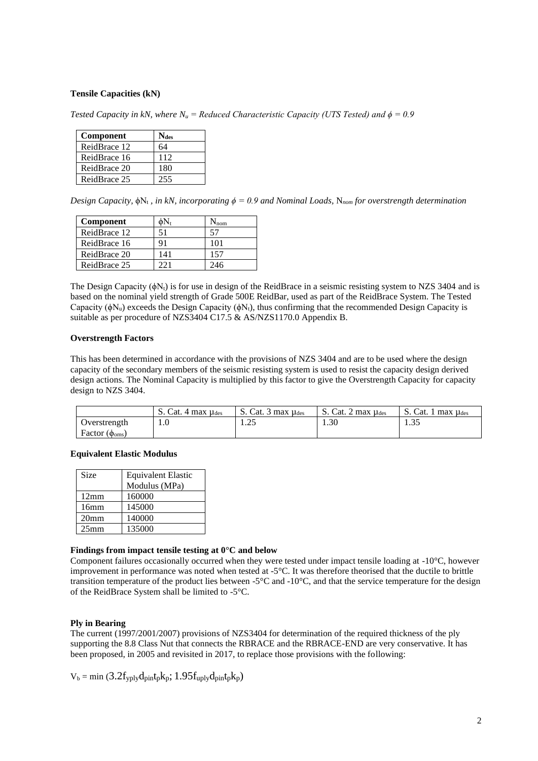**Tensile Capacities (kN)**

*Tested Capacity in kN, where $N_u$ = Reduced Characteristic Capacity (UTS Tested) and $\phi = 0.9$*

| Component | $N_{des}$ |
|---|---|
| ReidBrace 12 | 64 |
| ReidBrace 16 | 112 |
| ReidBrace 20 | 180 |
| ReidBrace 25 | 255 |

*Design Capacity,* $\phi N_t$ *, in kN, incorporating $\phi = 0.9$ and Nominal Loads,* $N_{nom}$ *for overstrength determination*

| Component | $\phi N_t$ | $N_{nom}$ |
|---|---|---|
| ReidBrace 12 | 51 | 57 |
| ReidBrace 16 | 91 | 101 |
| ReidBrace 20 | 141 | 157 |
| ReidBrace 25 | 221 | 246 |

The Design Capacity ($\phi N_t$) is for use in design of the ReidBrace in a seismic resisting system to NZS 3404 and is based on the nominal yield strength of Grade 500E ReidBar, used as part of the ReidBrace System. The Tested Capacity ($\phi N_u$) exceeds the Design Capacity ($\phi N_t$), thus confirming that the recommended Design Capacity is suitable as per procedure of NZS3404 C17.5 & AS/NZS1170.0 Appendix B.

**Overstrength Factors**

This has been determined in accordance with the provisions of NZS 3404 and are to be used where the design capacity of the secondary members of the seismic resisting system is used to resist the capacity design derived design actions. The Nominal Capacity is multiplied by this factor to give the Overstrength Capacity for capacity design to NZS 3404.

| | S. Cat. 4 max $\mu_{des}$ | S. Cat. 3 max $\mu_{des}$ | S. Cat. 2 max $\mu_{des}$ | S. Cat. 1 max $\mu_{des}$ |
|---|---|---|---|---|
| Overstrength Factor ($\phi_{oms}$) | 1.0 | 1.25 | 1.30 | 1.35 |

**Equivalent Elastic Modulus**

| Size | Equivalent Elastic Modulus (MPa) |
|---|---|
| 12mm | 160000 |
| 16mm | 145000 |
| 20mm | 140000 |
| 25mm | 135000 |

**Findings from impact tensile testing at 0°C and below**

Component failures occasionally occurred when they were tested under impact tensile loading at -10°C, however improvement in performance was noted when tested at -5°C. It was therefore theorised that the ductile to brittle transition temperature of the product lies between -5°C and -10°C, and that the service temperature for the design of the ReidBrace System shall be limited to -5°C.

**Ply in Bearing**

The current (1997/2001/2007) provisions of NZS3404 for determination of the required thickness of the ply supporting the 8.8 Class Nut that connects the RBRACE and the RBRACE-END are very conservative. It has been proposed, in 2005 and revisited in 2017, to replace those provisions with the following:

$$V_b = \min\left(3.2 f_{yply} d_{pin} t_p k_p;\ 1.95 f_{uply} d_{pin} t_p k_p\right)$$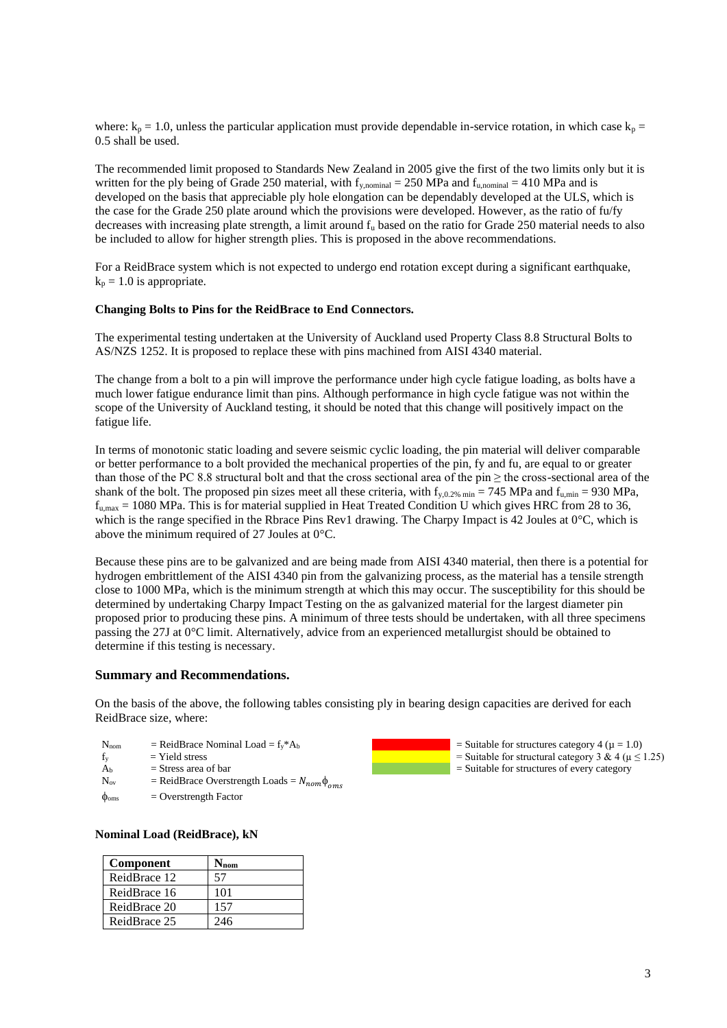where: $k_p$ = 1.0, unless the particular application must provide dependable in-service rotation, in which case $k_p$ = 0.5 shall be used.

The recommended limit proposed to Standards New Zealand in 2005 give the first of the two limits only but it is written for the ply being of Grade 250 material, with $f_{y,nominal}$ = 250 MPa and $f_{u,nominal}$ = 410 MPa and is developed on the basis that appreciable ply hole elongation can be dependably developed at the ULS, which is the case for the Grade 250 plate around which the provisions were developed. However, as the ratio of fu/fy decreases with increasing plate strength, a limit around $f_u$ based on the ratio for Grade 250 material needs to also be included to allow for higher strength plies. This is proposed in the above recommendations.

For a ReidBrace system which is not expected to undergo end rotation except during a significant earthquake, $k_p$ = 1.0 is appropriate.

**Changing Bolts to Pins for the ReidBrace to End Connectors.**

The experimental testing undertaken at the University of Auckland used Property Class 8.8 Structural Bolts to AS/NZS 1252. It is proposed to replace these with pins machined from AISI 4340 material.

The change from a bolt to a pin will improve the performance under high cycle fatigue loading, as bolts have a much lower fatigue endurance limit than pins. Although performance in high cycle fatigue was not within the scope of the University of Auckland testing, it should be noted that this change will positively impact on the fatigue life.

In terms of monotonic static loading and severe seismic cyclic loading, the pin material will deliver comparable or better performance to a bolt provided the mechanical properties of the pin, fy and fu, are equal to or greater than those of the PC 8.8 structural bolt and that the cross sectional area of the pin ≥ the cross-sectional area of the shank of the bolt. The proposed pin sizes meet all these criteria, with $f_{y,0.2\%\,min}$ = 745 MPa and $f_{u,min}$ = 930 MPa, $f_{u,max}$ = 1080 MPa. This is for material supplied in Heat Treated Condition U which gives HRC from 28 to 36, which is the range specified in the Rbrace Pins Rev1 drawing. The Charpy Impact is 42 Joules at 0°C, which is above the minimum required of 27 Joules at 0°C.

Because these pins are to be galvanized and are being made from AISI 4340 material, then there is a potential for hydrogen embrittlement of the AISI 4340 pin from the galvanizing process, as the material has a tensile strength close to 1000 MPa, which is the minimum strength at which this may occur. The susceptibility for this should be determined by undertaking Charpy Impact Testing on the as galvanized material for the largest diameter pin proposed prior to producing these pins. A minimum of three tests should be undertaken, with all three specimens passing the 27J at 0°C limit. Alternatively, advice from an experienced metallurgist should be obtained to determine if this testing is necessary.

## Summary and Recommendations.

On the basis of the above, the following tables consisting ply in bearing design capacities are derived for each ReidBrace size, where:

- $N_{nom}$ = ReidBrace Nominal Load = $f_y$*$A_b$
- $f_y$ = Yield stress
- $A_b$ = Stress area of bar
- $N_{ov}$ = ReidBrace Overstrength Loads = $N_{nom}\phi_{oms}$
- $\phi_{oms}$ = Overstrength Factor

- (Red) = Suitable for structures category 4 ($\mu$ = 1.0)
- (Yellow) = Suitable for structural category 3 & 4 ($\mu \leq 1.25$)
- (Green) = Suitable for structures of every category

**Nominal Load (ReidBrace), kN**

| Component | $N_{nom}$ |
|---|---|
| ReidBrace 12 | 57 |
| ReidBrace 16 | 101 |
| ReidBrace 20 | 157 |
| ReidBrace 25 | 246 |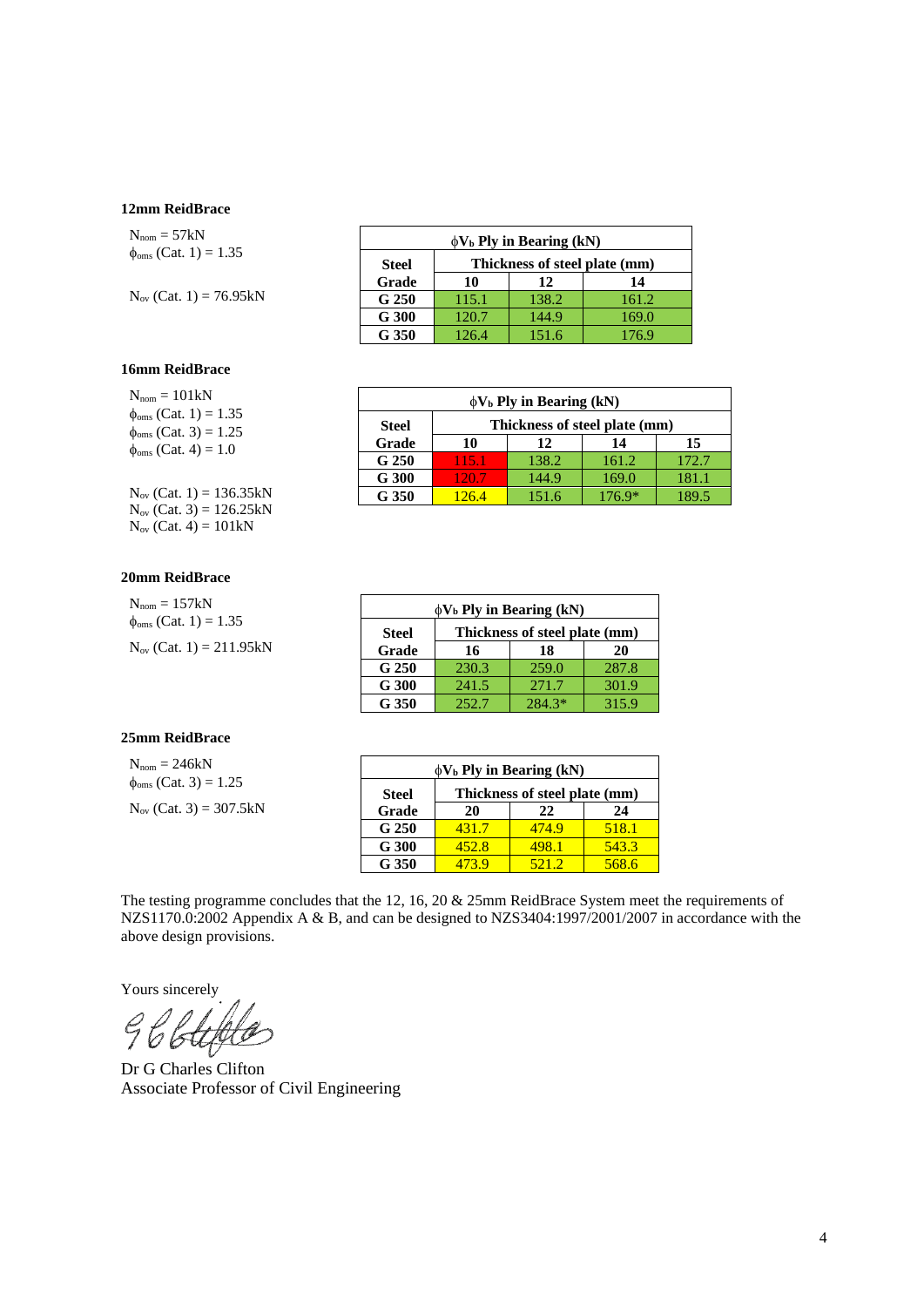**12mm ReidBrace**

$N_{nom}$ = 57kN
$\phi_{oms}$ (Cat. 1) = 1.35

$N_{ov}$ (Cat. 1) = 76.95kN

| $\phi V_b$ Ply in Bearing (kN) | | | |
|---|---|---|---|
| Steel | Thickness of steel plate (mm) | | |
| Grade | 10 | 12 | 14 |
| G 250 | 115.1 | 138.2 | 161.2 |
| G 300 | 120.7 | 144.9 | 169.0 |
| G 350 | 126.4 | 151.6 | 176.9 |

**16mm ReidBrace**

$N_{nom}$ = 101kN
$\phi_{oms}$ (Cat. 1) = 1.35
$\phi_{oms}$ (Cat. 3) = 1.25
$\phi_{oms}$ (Cat. 4) = 1.0

$N_{ov}$ (Cat. 1) = 136.35kN
$N_{ov}$ (Cat. 3) = 126.25kN
$N_{ov}$ (Cat. 4) = 101kN

| $\phi V_b$ Ply in Bearing (kN) | | | | |
|---|---|---|---|---|
| Steel | Thickness of steel plate (mm) | | | |
| Grade | 10 | 12 | 14 | 15 |
| G 250 | 115.1 | 138.2 | 161.2 | 172.7 |
| G 300 | 120.7 | 144.9 | 169.0 | 181.1 |
| G 350 | 126.4 | 151.6 | 176.9* | 189.5 |

**20mm ReidBrace**

$N_{nom}$ = 157kN
$\phi_{oms}$ (Cat. 1) = 1.35

$N_{ov}$ (Cat. 1) = 211.95kN

| $\phi V_b$ Ply in Bearing (kN) | | | |
|---|---|---|---|
| Steel | Thickness of steel plate (mm) | | |
| Grade | 16 | 18 | 20 |
| G 250 | 230.3 | 259.0 | 287.8 |
| G 300 | 241.5 | 271.7 | 301.9 |
| G 350 | 252.7 | 284.3* | 315.9 |

**25mm ReidBrace**

$N_{nom}$ = 246kN
$\phi_{oms}$ (Cat. 3) = 1.25

$N_{ov}$ (Cat. 3) = 307.5kN

| $\phi V_b$ Ply in Bearing (kN) | | | |
|---|---|---|---|
| Steel | Thickness of steel plate (mm) | | |
| Grade | 20 | 22 | 24 |
| G 250 | 431.7 | 474.9 | 518.1 |
| G 300 | 452.8 | 498.1 | 543.3 |
| G 350 | 473.9 | 521.2 | 568.6 |

The testing programme concludes that the 12, 16, 20 & 25mm ReidBrace System meet the requirements of NZS1170.0:2002 Appendix A & B, and can be designed to NZS3404:1997/2001/2007 in accordance with the above design provisions.

Yours sincerely

Dr G Charles Clifton
Associate Professor of Civil Engineering